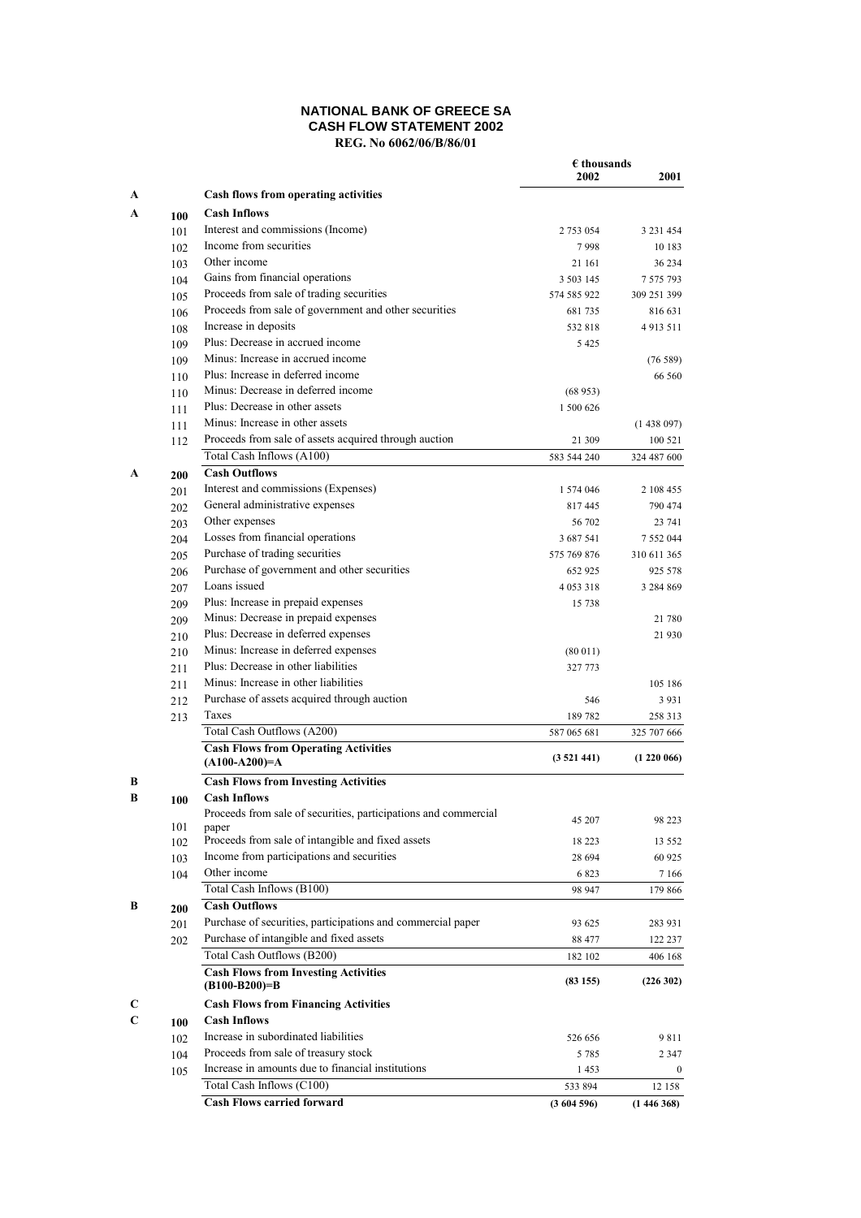# NATIONAL BANK OF GREECE SA
## CASH FLOW STATEMENT 2002
**REG. No 6062/06/B/86/01**

| | | | € thousands 2002 | 2001 |
|---|---|---|---|---|
| **A** | | **Cash flows from operating activities** | | |
| **A** | **100** | **Cash Inflows** | | |
| | 101 | Interest and commissions (Income) | 2 753 054 | 3 231 454 |
| | 102 | Income from securities | 7 998 | 10 183 |
| | 103 | Other income | 21 161 | 36 234 |
| | 104 | Gains from financial operations | 3 503 145 | 7 575 793 |
| | 105 | Proceeds from sale of trading securities | 574 585 922 | 309 251 399 |
| | 106 | Proceeds from sale of government and other securities | 681 735 | 816 631 |
| | 108 | Increase in deposits | 532 818 | 4 913 511 |
| | 109 | Plus: Decrease in accrued income | 5 425 | |
| | 109 | Minus: Increase in accrued income | | (76 589) |
| | 110 | Plus: Increase in deferred income | | 66 560 |
| | 110 | Minus: Decrease in deferred income | (68 953) | |
| | 111 | Plus: Decrease in other assets | 1 500 626 | |
| | 111 | Minus: Increase in other assets | | (1 438 097) |
| | 112 | Proceeds from sale of assets acquired through auction | 21 309 | 100 521 |
| | | Total Cash Inflows (A100) | 583 544 240 | 324 487 600 |
| **A** | **200** | **Cash Outflows** | | |
| | 201 | Interest and commissions (Expenses) | 1 574 046 | 2 108 455 |
| | 202 | General administrative expenses | 817 445 | 790 474 |
| | 203 | Other expenses | 56 702 | 23 741 |
| | 204 | Losses from financial operations | 3 687 541 | 7 552 044 |
| | 205 | Purchase of trading securities | 575 769 876 | 310 611 365 |
| | 206 | Purchase of government and other securities | 652 925 | 925 578 |
| | 207 | Loans issued | 4 053 318 | 3 284 869 |
| | 209 | Plus: Increase in prepaid expenses | 15 738 | |
| | 209 | Minus: Decrease in prepaid expenses | | 21 780 |
| | 210 | Plus: Decrease in deferred expenses | | 21 930 |
| | 210 | Minus: Increase in deferred expenses | (80 011) | |
| | 211 | Plus: Decrease in other liabilities | 327 773 | |
| | 211 | Minus: Increase in other liabilities | | 105 186 |
| | 212 | Purchase of assets acquired through auction | 546 | 3 931 |
| | 213 | Taxes | 189 782 | 258 313 |
| | | Total Cash Outflows (A200) | 587 065 681 | 325 707 666 |
| | | **Cash Flows from Operating Activities (A100-A200)=A** | **(3 521 441)** | **(1 220 066)** |
| **B** | | **Cash Flows from Investing Activities** | | |
| **B** | **100** | **Cash Inflows** | | |
| | 101 | Proceeds from sale of securities, participations and commercial paper | 45 207 | 98 223 |
| | 102 | Proceeds from sale of intangible and fixed assets | 18 223 | 13 552 |
| | 103 | Income from participations and securities | 28 694 | 60 925 |
| | 104 | Other income | 6 823 | 7 166 |
| | | Total Cash Inflows (B100) | 98 947 | 179 866 |
| **B** | **200** | **Cash Outflows** | | |
| | 201 | Purchase of securities, participations and commercial paper | 93 625 | 283 931 |
| | 202 | Purchase of intangible and fixed assets | 88 477 | 122 237 |
| | | Total Cash Outflows (B200) | 182 102 | 406 168 |
| | | **Cash Flows from Investing Activities (B100-B200)=B** | **(83 155)** | **(226 302)** |
| **C** | | **Cash Flows from Financing Activities** | | |
| **C** | **100** | **Cash Inflows** | | |
| | 102 | Increase in subordinated liabilities | 526 656 | 9 811 |
| | 104 | Proceeds from sale of treasury stock | 5 785 | 2 347 |
| | 105 | Increase in amounts due to financial institutions | 1 453 | 0 |
| | | Total Cash Inflows (C100) | 533 894 | 12 158 |
| | | **Cash Flows carried forward** | **(3 604 596)** | **(1 446 368)** |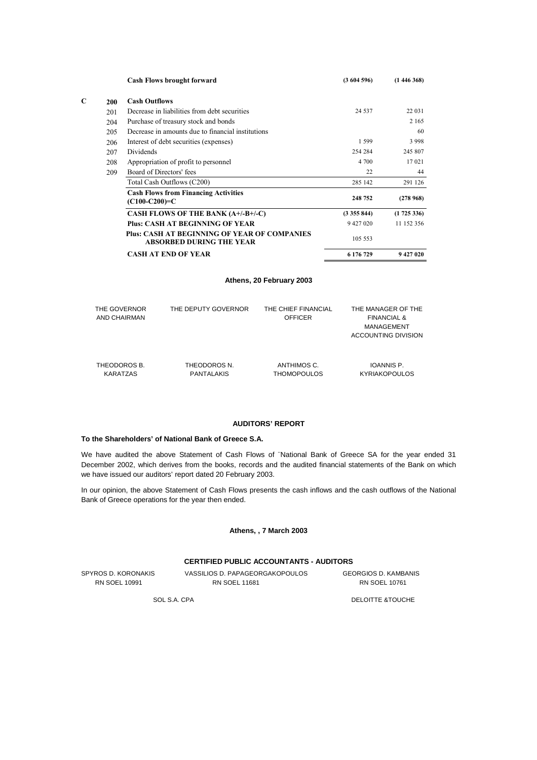| | | | | |
|---|---|---|---|---|
| | | **Cash Flows brought forward** | **(3 604 596)** | **(1 446 368)** |
| **C** | **200** | **Cash Outflows** | | |
| | 201 | Decrease in liabilities from debt securities | 24 537 | 22 031 |
| | 204 | Purchase of treasury stock and bonds | | 2 165 |
| | 205 | Decrease in amounts due to financial institutions | | 60 |
| | 206 | Interest of debt securities (expenses) | 1 599 | 3 998 |
| | 207 | Dividends | 254 284 | 245 807 |
| | 208 | Appropriation of profit to personnel | 4 700 | 17 021 |
| | 209 | Board of Directors' fees | 22 | 44 |
| | | Total Cash Outflows (C200) | 285 142 | 291 126 |
| | | **Cash Flows from Financing Activities (C100-C200)=C** | **248 752** | **(278 968)** |
| | | **CASH FLOWS OF THE BANK (A+/-B+/-C)** | **(3 355 844)** | **(1 725 336)** |
| | | **Plus: CASH AT BEGINNING OF YEAR** | 9 427 020 | 11 152 356 |
| | | **Plus: CASH AT BEGINNING OF YEAR OF COMPANIES ABSORBED DURING THE YEAR** | 105 553 | |
| | | **CASH AT END OF YEAR** | **6 176 729** | **9 427 020** |

**Athens, 20 February 2003**

| THE GOVERNOR AND CHAIRMAN | THE DEPUTY GOVERNOR | THE CHIEF FINANCIAL OFFICER | THE MANAGER OF THE FINANCIAL & MANAGEMENT ACCOUNTING DIVISION |
|---|---|---|---|
| THEODOROS B. KARATZAS | THEODOROS N. PANTALAKIS | ANTHIMOS C. THOMOPOULOS | IOANNIS P. KYRIAKOPOULOS |

## AUDITORS' REPORT

**To the Shareholders' of National Bank of Greece S.A.**

We have audited the above Statement of Cash Flows of ¨National Bank of Greece SA for the year ended 31 December 2002, which derives from the books, records and the audited financial statements of the Bank on which we have issued our auditors' report dated 20 February 2003.

In our opinion, the above Statement of Cash Flows presents the cash inflows and the cash outflows of the National Bank of Greece operations for the year then ended.

**Athens, , 7 March 2003**

**CERTIFIED PUBLIC ACCOUNTANTS - AUDITORS**

| SPYROS D. KORONAKIS | VASSILIOS D. PAPAGEORGAKOPOULOS | GEORGIOS D. KAMBANIS |
|---|---|---|
| RN SOEL 10991 | RN SOEL 11681 | RN SOEL 10761 |
| SOL S.A. CPA | | DELOITTE &TOUCHE |